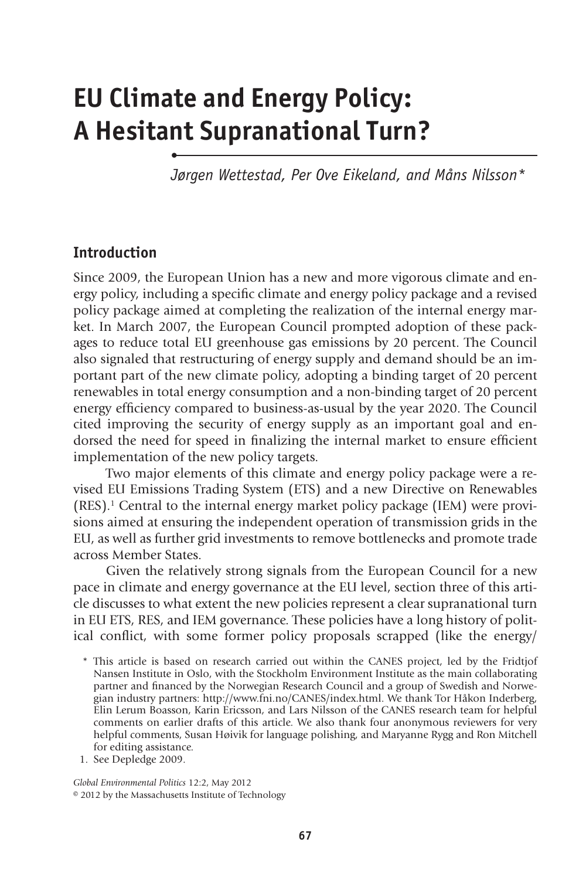# EU Climate and Energy Policy: A Hesitant Supranational Turn?

*Jørgen Wettestad, Per Ove Eikeland, and Måns Nilsson\**

## Introduction

Since 2009, the European Union has a new and more vigorous climate and energy policy, including a specific climate and energy policy package and a revised policy package aimed at completing the realization of the internal energy market. In March 2007, the European Council prompted adoption of these packages to reduce total EU greenhouse gas emissions by 20 percent. The Council also signaled that restructuring of energy supply and demand should be an important part of the new climate policy, adopting a binding target of 20 percent renewables in total energy consumption and a non-binding target of 20 percent energy efficiency compared to business-as-usual by the year 2020. The Council cited improving the security of energy supply as an important goal and endorsed the need for speed in finalizing the internal market to ensure efficient implementation of the new policy targets.

Two major elements of this climate and energy policy package were a revised EU Emissions Trading System (ETS) and a new Directive on Renewables (RES).[1] Central to the internal energy market policy package (IEM) were provisions aimed at ensuring the independent operation of transmission grids in the EU, as well as further grid investments to remove bottlenecks and promote trade across Member States.

Given the relatively strong signals from the European Council for a new pace in climate and energy governance at the EU level, section three of this article discusses to what extent the new policies represent a clear supranational turn in EU ETS, RES, and IEM governance. These policies have a long history of political conflict, with some former policy proposals scrapped (like the energy/

\* This article is based on research carried out within the CANES project, led by the Fridtjof Nansen Institute in Oslo, with the Stockholm Environment Institute as the main collaborating partner and financed by the Norwegian Research Council and a group of Swedish and Norwegian industry partners: http://www.fni.no/CANES/index.html. We thank Tor Håkon Inderberg, Elin Lerum Boasson, Karin Ericsson, and Lars Nilsson of the CANES research team for helpful comments on earlier drafts of this article. We also thank four anonymous reviewers for very helpful comments, Susan Høivik for language polishing, and Maryanne Rygg and Ron Mitchell for editing assistance.

1. See Depledge 2009.

*Global Environmental Politics* 12:2, May 2012
© 2012 by the Massachusetts Institute of Technology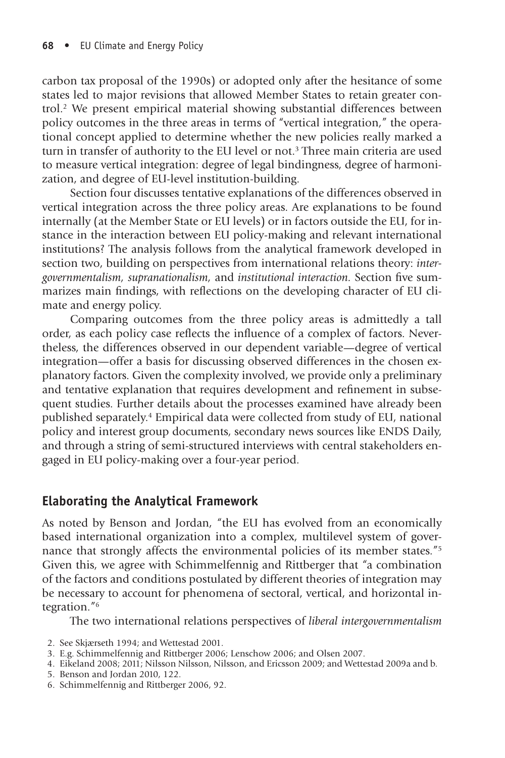carbon tax proposal of the 1990s) or adopted only after the hesitance of some states led to major revisions that allowed Member States to retain greater control.[2] We present empirical material showing substantial differences between policy outcomes in the three areas in terms of "vertical integration," the operational concept applied to determine whether the new policies really marked a turn in transfer of authority to the EU level or not.[3] Three main criteria are used to measure vertical integration: degree of legal bindingness, degree of harmonization, and degree of EU-level institution-building.

Section four discusses tentative explanations of the differences observed in vertical integration across the three policy areas. Are explanations to be found internally (at the Member State or EU levels) or in factors outside the EU, for instance in the interaction between EU policy-making and relevant international institutions? The analysis follows from the analytical framework developed in section two, building on perspectives from international relations theory: *intergovernmentalism, supranationalism,* and *institutional interaction.* Section five summarizes main findings, with reflections on the developing character of EU climate and energy policy.

Comparing outcomes from the three policy areas is admittedly a tall order, as each policy case reflects the influence of a complex of factors. Nevertheless, the differences observed in our dependent variable—degree of vertical integration—offer a basis for discussing observed differences in the chosen explanatory factors. Given the complexity involved, we provide only a preliminary and tentative explanation that requires development and refinement in subsequent studies. Further details about the processes examined have already been published separately.[4] Empirical data were collected from study of EU, national policy and interest group documents, secondary news sources like ENDS Daily, and through a string of semi-structured interviews with central stakeholders engaged in EU policy-making over a four-year period.

## Elaborating the Analytical Framework

As noted by Benson and Jordan, "the EU has evolved from an economically based international organization into a complex, multilevel system of governance that strongly affects the environmental policies of its member states."[5] Given this, we agree with Schimmelfennig and Rittberger that "a combination of the factors and conditions postulated by different theories of integration may be necessary to account for phenomena of sectoral, vertical, and horizontal integration."[6]

The two international relations perspectives of *liberal intergovernmentalism*

2. See Skjærseth 1994; and Wettestad 2001.
3. E.g. Schimmelfennig and Rittberger 2006; Lenschow 2006; and Olsen 2007.
4. Eikeland 2008; 2011; Nilsson Nilsson, Nilsson, and Ericsson 2009; and Wettestad 2009a and b.
5. Benson and Jordan 2010, 122.
6. Schimmelfennig and Rittberger 2006, 92.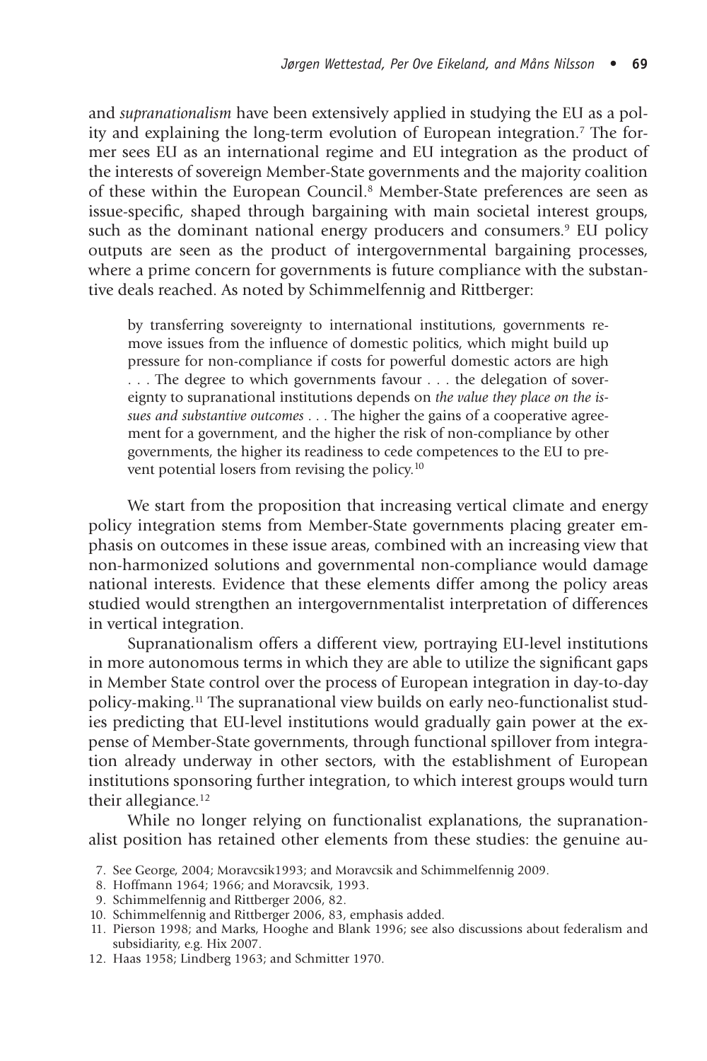and *supranationalism* have been extensively applied in studying the EU as a polity and explaining the long-term evolution of European integration.[7] The former sees EU as an international regime and EU integration as the product of the interests of sovereign Member-State governments and the majority coalition of these within the European Council.[8] Member-State preferences are seen as issue-specific, shaped through bargaining with main societal interest groups, such as the dominant national energy producers and consumers.[9] EU policy outputs are seen as the product of intergovernmental bargaining processes, where a prime concern for governments is future compliance with the substantive deals reached. As noted by Schimmelfennig and Rittberger:

> by transferring sovereignty to international institutions, governments remove issues from the influence of domestic politics, which might build up pressure for non-compliance if costs for powerful domestic actors are high . . . The degree to which governments favour . . . the delegation of sovereignty to supranational institutions depends on *the value they place on the issues and substantive outcomes* . . . The higher the gains of a cooperative agreement for a government, and the higher the risk of non-compliance by other governments, the higher its readiness to cede competences to the EU to prevent potential losers from revising the policy.[10]

We start from the proposition that increasing vertical climate and energy policy integration stems from Member-State governments placing greater emphasis on outcomes in these issue areas, combined with an increasing view that non-harmonized solutions and governmental non-compliance would damage national interests. Evidence that these elements differ among the policy areas studied would strengthen an intergovernmentalist interpretation of differences in vertical integration.

Supranationalism offers a different view, portraying EU-level institutions in more autonomous terms in which they are able to utilize the significant gaps in Member State control over the process of European integration in day-to-day policy-making.[11] The supranational view builds on early neo-functionalist studies predicting that EU-level institutions would gradually gain power at the expense of Member-State governments, through functional spillover from integration already underway in other sectors, with the establishment of European institutions sponsoring further integration, to which interest groups would turn their allegiance.[12]

While no longer relying on functionalist explanations, the supranationalist position has retained other elements from these studies: the genuine au-

7. See George, 2004; Moravcsik1993; and Moravcsik and Schimmelfennig 2009.
8. Hoffmann 1964; 1966; and Moravcsik, 1993.
9. Schimmelfennig and Rittberger 2006, 82.
10. Schimmelfennig and Rittberger 2006, 83, emphasis added.
11. Pierson 1998; and Marks, Hooghe and Blank 1996; see also discussions about federalism and subsidiarity, e.g. Hix 2007.
12. Haas 1958; Lindberg 1963; and Schmitter 1970.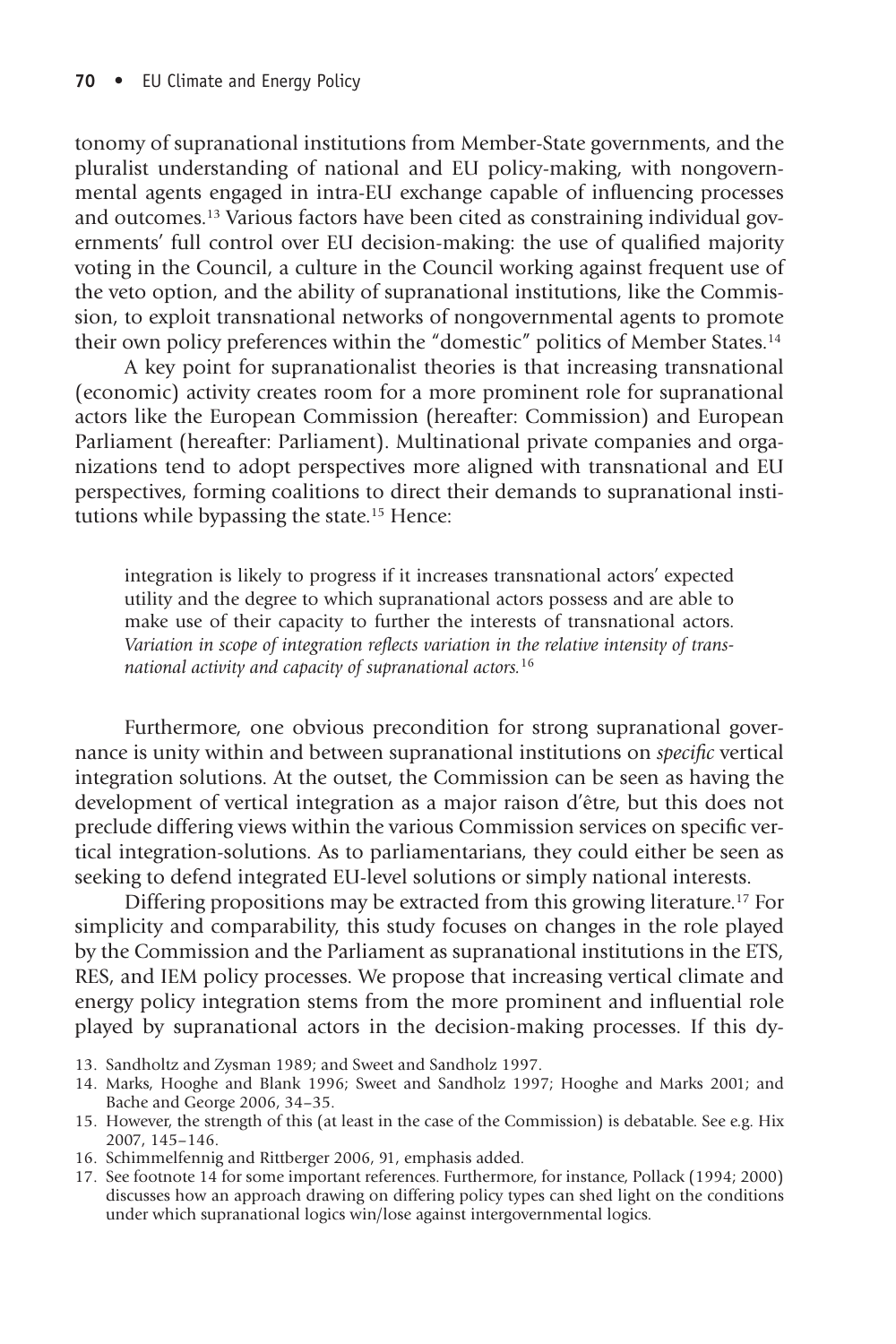tonomy of supranational institutions from Member-State governments, and the pluralist understanding of national and EU policy-making, with nongovernmental agents engaged in intra-EU exchange capable of influencing processes and outcomes.[13] Various factors have been cited as constraining individual governments' full control over EU decision-making: the use of qualified majority voting in the Council, a culture in the Council working against frequent use of the veto option, and the ability of supranational institutions, like the Commission, to exploit transnational networks of nongovernmental agents to promote their own policy preferences within the "domestic" politics of Member States.[14]

A key point for supranationalist theories is that increasing transnational (economic) activity creates room for a more prominent role for supranational actors like the European Commission (hereafter: Commission) and European Parliament (hereafter: Parliament). Multinational private companies and organizations tend to adopt perspectives more aligned with transnational and EU perspectives, forming coalitions to direct their demands to supranational institutions while bypassing the state.[15] Hence:

> integration is likely to progress if it increases transnational actors' expected utility and the degree to which supranational actors possess and are able to make use of their capacity to further the interests of transnational actors. *Variation in scope of integration reflects variation in the relative intensity of transnational activity and capacity of supranational actors.*[16]

Furthermore, one obvious precondition for strong supranational governance is unity within and between supranational institutions on *specific* vertical integration solutions. At the outset, the Commission can be seen as having the development of vertical integration as a major raison d'être, but this does not preclude differing views within the various Commission services on specific vertical integration-solutions. As to parliamentarians, they could either be seen as seeking to defend integrated EU-level solutions or simply national interests.

Differing propositions may be extracted from this growing literature.[17] For simplicity and comparability, this study focuses on changes in the role played by the Commission and the Parliament as supranational institutions in the ETS, RES, and IEM policy processes. We propose that increasing vertical climate and energy policy integration stems from the more prominent and influential role played by supranational actors in the decision-making processes. If this dy-

13. Sandholtz and Zysman 1989; and Sweet and Sandholz 1997.
14. Marks, Hooghe and Blank 1996; Sweet and Sandholz 1997; Hooghe and Marks 2001; and Bache and George 2006, 34–35.
15. However, the strength of this (at least in the case of the Commission) is debatable. See e.g. Hix 2007, 145–146.
16. Schimmelfennig and Rittberger 2006, 91, emphasis added.
17. See footnote 14 for some important references. Furthermore, for instance, Pollack (1994; 2000) discusses how an approach drawing on differing policy types can shed light on the conditions under which supranational logics win/lose against intergovernmental logics.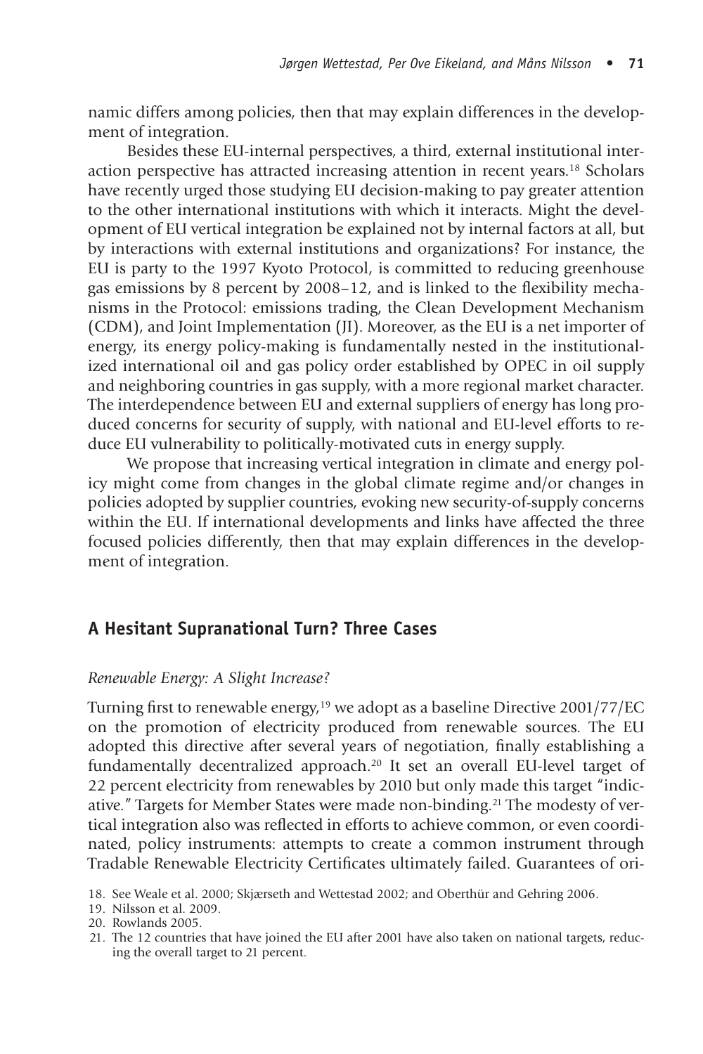namic differs among policies, then that may explain differences in the development of integration.

Besides these EU-internal perspectives, a third, external institutional interaction perspective has attracted increasing attention in recent years.[18] Scholars have recently urged those studying EU decision-making to pay greater attention to the other international institutions with which it interacts. Might the development of EU vertical integration be explained not by internal factors at all, but by interactions with external institutions and organizations? For instance, the EU is party to the 1997 Kyoto Protocol, is committed to reducing greenhouse gas emissions by 8 percent by 2008–12, and is linked to the flexibility mechanisms in the Protocol: emissions trading, the Clean Development Mechanism (CDM), and Joint Implementation (JI). Moreover, as the EU is a net importer of energy, its energy policy-making is fundamentally nested in the institutionalized international oil and gas policy order established by OPEC in oil supply and neighboring countries in gas supply, with a more regional market character. The interdependence between EU and external suppliers of energy has long produced concerns for security of supply, with national and EU-level efforts to reduce EU vulnerability to politically-motivated cuts in energy supply.

We propose that increasing vertical integration in climate and energy policy might come from changes in the global climate regime and/or changes in policies adopted by supplier countries, evoking new security-of-supply concerns within the EU. If international developments and links have affected the three focused policies differently, then that may explain differences in the development of integration.

## A Hesitant Supranational Turn? Three Cases

### *Renewable Energy: A Slight Increase?*

Turning first to renewable energy,[19] we adopt as a baseline Directive 2001/77/EC on the promotion of electricity produced from renewable sources. The EU adopted this directive after several years of negotiation, finally establishing a fundamentally decentralized approach.[20] It set an overall EU-level target of 22 percent electricity from renewables by 2010 but only made this target "indicative." Targets for Member States were made non-binding.[21] The modesty of vertical integration also was reflected in efforts to achieve common, or even coordinated, policy instruments: attempts to create a common instrument through Tradable Renewable Electricity Certificates ultimately failed. Guarantees of ori-

18. See Weale et al. 2000; Skjærseth and Wettestad 2002; and Oberthür and Gehring 2006.
19. Nilsson et al. 2009.
20. Rowlands 2005.
21. The 12 countries that have joined the EU after 2001 have also taken on national targets, reducing the overall target to 21 percent.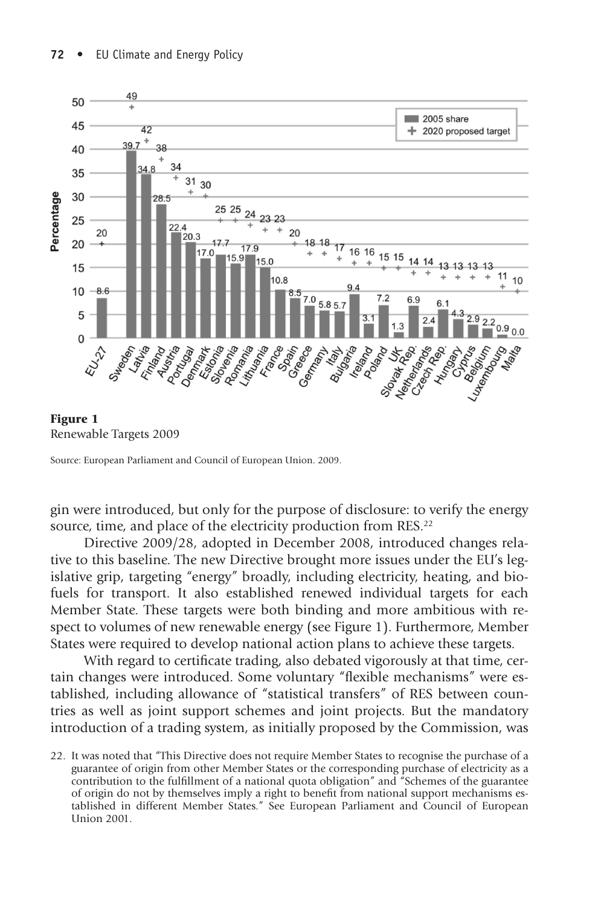**Figure 1**
Renewable Targets 2009

Source: European Parliament and Council of European Union. 2009.

gin were introduced, but only for the purpose of disclosure: to verify the energy source, time, and place of the electricity production from RES.[22]

Directive 2009/28, adopted in December 2008, introduced changes relative to this baseline. The new Directive brought more issues under the EU's legislative grip, targeting "energy" broadly, including electricity, heating, and biofuels for transport. It also established renewed individual targets for each Member State. These targets were both binding and more ambitious with respect to volumes of new renewable energy (see Figure 1). Furthermore, Member States were required to develop national action plans to achieve these targets.

With regard to certificate trading, also debated vigorously at that time, certain changes were introduced. Some voluntary "flexible mechanisms" were established, including allowance of "statistical transfers" of RES between countries as well as joint support schemes and joint projects. But the mandatory introduction of a trading system, as initially proposed by the Commission, was

22. It was noted that "This Directive does not require Member States to recognise the purchase of a guarantee of origin from other Member States or the corresponding purchase of electricity as a contribution to the fulfillment of a national quota obligation" and "Schemes of the guarantee of origin do not by themselves imply a right to benefit from national support mechanisms established in different Member States." See European Parliament and Council of European Union 2001.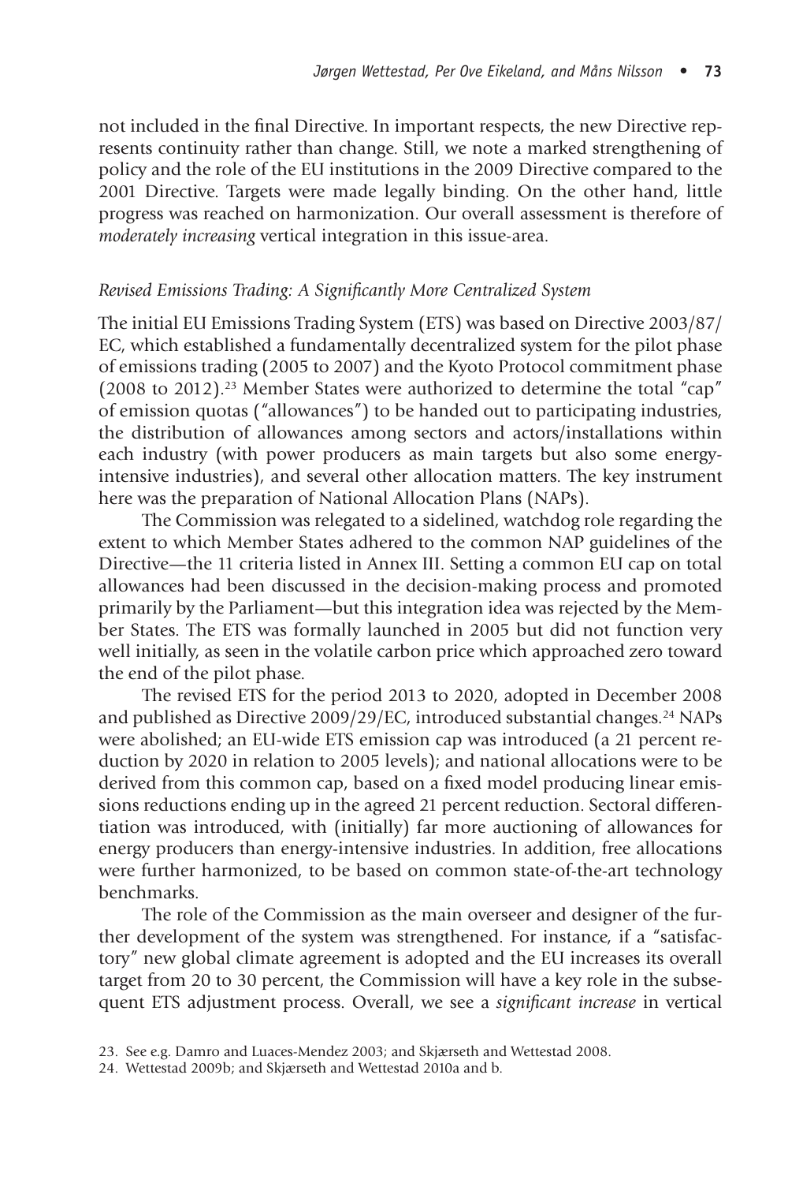not included in the final Directive. In important respects, the new Directive represents continuity rather than change. Still, we note a marked strengthening of policy and the role of the EU institutions in the 2009 Directive compared to the 2001 Directive. Targets were made legally binding. On the other hand, little progress was reached on harmonization. Our overall assessment is therefore of *moderately increasing* vertical integration in this issue-area.

### *Revised Emissions Trading: A Significantly More Centralized System*

The initial EU Emissions Trading System (ETS) was based on Directive 2003/87/EC, which established a fundamentally decentralized system for the pilot phase of emissions trading (2005 to 2007) and the Kyoto Protocol commitment phase (2008 to 2012).[23] Member States were authorized to determine the total "cap" of emission quotas ("allowances") to be handed out to participating industries, the distribution of allowances among sectors and actors/installations within each industry (with power producers as main targets but also some energy-intensive industries), and several other allocation matters. The key instrument here was the preparation of National Allocation Plans (NAPs).

The Commission was relegated to a sidelined, watchdog role regarding the extent to which Member States adhered to the common NAP guidelines of the Directive—the 11 criteria listed in Annex III. Setting a common EU cap on total allowances had been discussed in the decision-making process and promoted primarily by the Parliament—but this integration idea was rejected by the Member States. The ETS was formally launched in 2005 but did not function very well initially, as seen in the volatile carbon price which approached zero toward the end of the pilot phase.

The revised ETS for the period 2013 to 2020, adopted in December 2008 and published as Directive 2009/29/EC, introduced substantial changes.[24] NAPs were abolished; an EU-wide ETS emission cap was introduced (a 21 percent reduction by 2020 in relation to 2005 levels); and national allocations were to be derived from this common cap, based on a fixed model producing linear emissions reductions ending up in the agreed 21 percent reduction. Sectoral differentiation was introduced, with (initially) far more auctioning of allowances for energy producers than energy-intensive industries. In addition, free allocations were further harmonized, to be based on common state-of-the-art technology benchmarks.

The role of the Commission as the main overseer and designer of the further development of the system was strengthened. For instance, if a "satisfactory" new global climate agreement is adopted and the EU increases its overall target from 20 to 30 percent, the Commission will have a key role in the subsequent ETS adjustment process. Overall, we see a *significant increase* in vertical

23. See e.g. Damro and Luaces-Mendez 2003; and Skjærseth and Wettestad 2008.

24. Wettestad 2009b; and Skjærseth and Wettestad 2010a and b.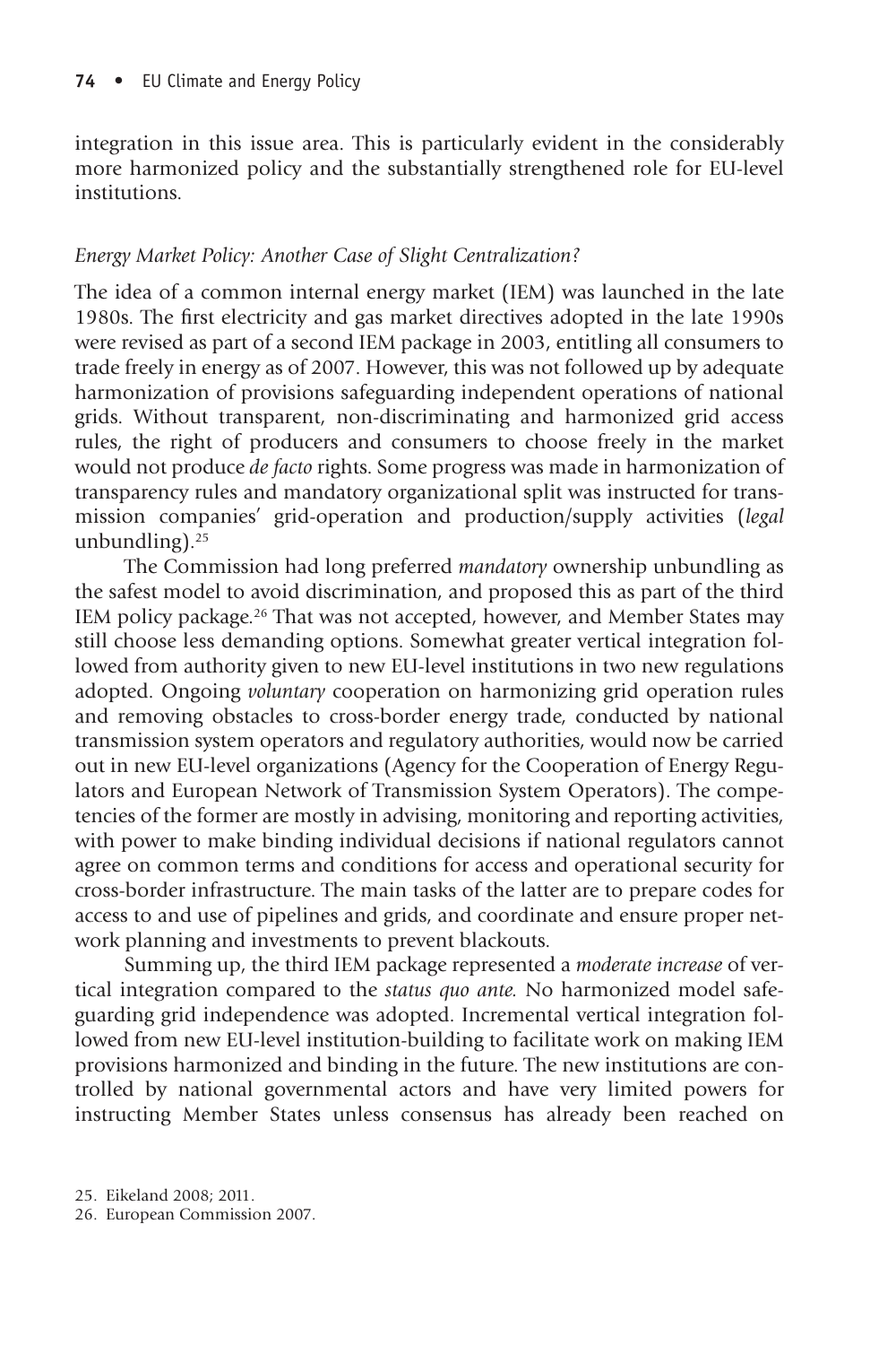integration in this issue area. This is particularly evident in the considerably more harmonized policy and the substantially strengthened role for EU-level institutions.

### *Energy Market Policy: Another Case of Slight Centralization?*

The idea of a common internal energy market (IEM) was launched in the late 1980s. The first electricity and gas market directives adopted in the late 1990s were revised as part of a second IEM package in 2003, entitling all consumers to trade freely in energy as of 2007. However, this was not followed up by adequate harmonization of provisions safeguarding independent operations of national grids. Without transparent, non-discriminating and harmonized grid access rules, the right of producers and consumers to choose freely in the market would not produce *de facto* rights. Some progress was made in harmonization of transparency rules and mandatory organizational split was instructed for transmission companies' grid-operation and production/supply activities (*legal* unbundling).[25]

The Commission had long preferred *mandatory* ownership unbundling as the safest model to avoid discrimination, and proposed this as part of the third IEM policy package.[26] That was not accepted, however, and Member States may still choose less demanding options. Somewhat greater vertical integration followed from authority given to new EU-level institutions in two new regulations adopted. Ongoing *voluntary* cooperation on harmonizing grid operation rules and removing obstacles to cross-border energy trade, conducted by national transmission system operators and regulatory authorities, would now be carried out in new EU-level organizations (Agency for the Cooperation of Energy Regulators and European Network of Transmission System Operators). The competencies of the former are mostly in advising, monitoring and reporting activities, with power to make binding individual decisions if national regulators cannot agree on common terms and conditions for access and operational security for cross-border infrastructure. The main tasks of the latter are to prepare codes for access to and use of pipelines and grids, and coordinate and ensure proper network planning and investments to prevent blackouts.

Summing up, the third IEM package represented a *moderate increase* of vertical integration compared to the *status quo ante.* No harmonized model safeguarding grid independence was adopted. Incremental vertical integration followed from new EU-level institution-building to facilitate work on making IEM provisions harmonized and binding in the future. The new institutions are controlled by national governmental actors and have very limited powers for instructing Member States unless consensus has already been reached on

25. Eikeland 2008; 2011.
26. European Commission 2007.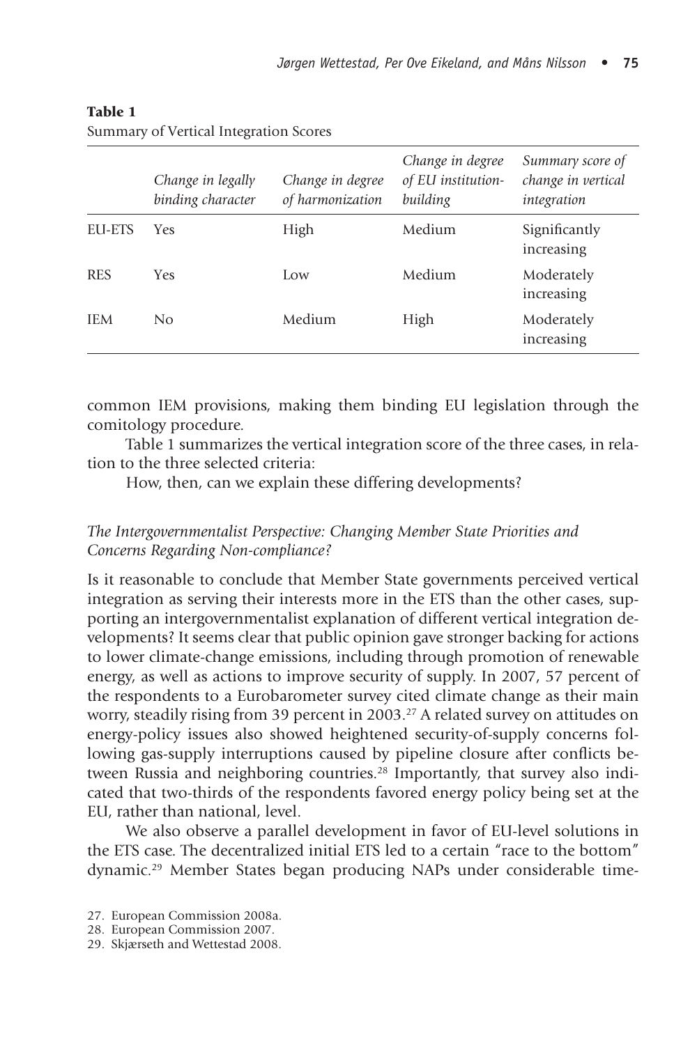**Table 1**
Summary of Vertical Integration Scores

| | *Change in legally binding character* | *Change in degree of harmonization* | *Change in degree of EU institution-building* | *Summary score of change in vertical integration* |
|---|---|---|---|---|
| EU-ETS | Yes | High | Medium | Significantly increasing |
| RES | Yes | Low | Medium | Moderately increasing |
| IEM | No | Medium | High | Moderately increasing |

common IEM provisions, making them binding EU legislation through the comitology procedure.

Table 1 summarizes the vertical integration score of the three cases, in relation to the three selected criteria:

How, then, can we explain these differing developments?

### *The Intergovernmentalist Perspective: Changing Member State Priorities and Concerns Regarding Non-compliance?*

Is it reasonable to conclude that Member State governments perceived vertical integration as serving their interests more in the ETS than the other cases, supporting an intergovernmentalist explanation of different vertical integration developments? It seems clear that public opinion gave stronger backing for actions to lower climate-change emissions, including through promotion of renewable energy, as well as actions to improve security of supply. In 2007, 57 percent of the respondents to a Eurobarometer survey cited climate change as their main worry, steadily rising from 39 percent in 2003.[27] A related survey on attitudes on energy-policy issues also showed heightened security-of-supply concerns following gas-supply interruptions caused by pipeline closure after conflicts between Russia and neighboring countries.[28] Importantly, that survey also indicated that two-thirds of the respondents favored energy policy being set at the EU, rather than national, level.

We also observe a parallel development in favor of EU-level solutions in the ETS case. The decentralized initial ETS led to a certain "race to the bottom" dynamic.[29] Member States began producing NAPs under considerable time-

27. European Commission 2008a.
28. European Commission 2007.
29. Skjærseth and Wettestad 2008.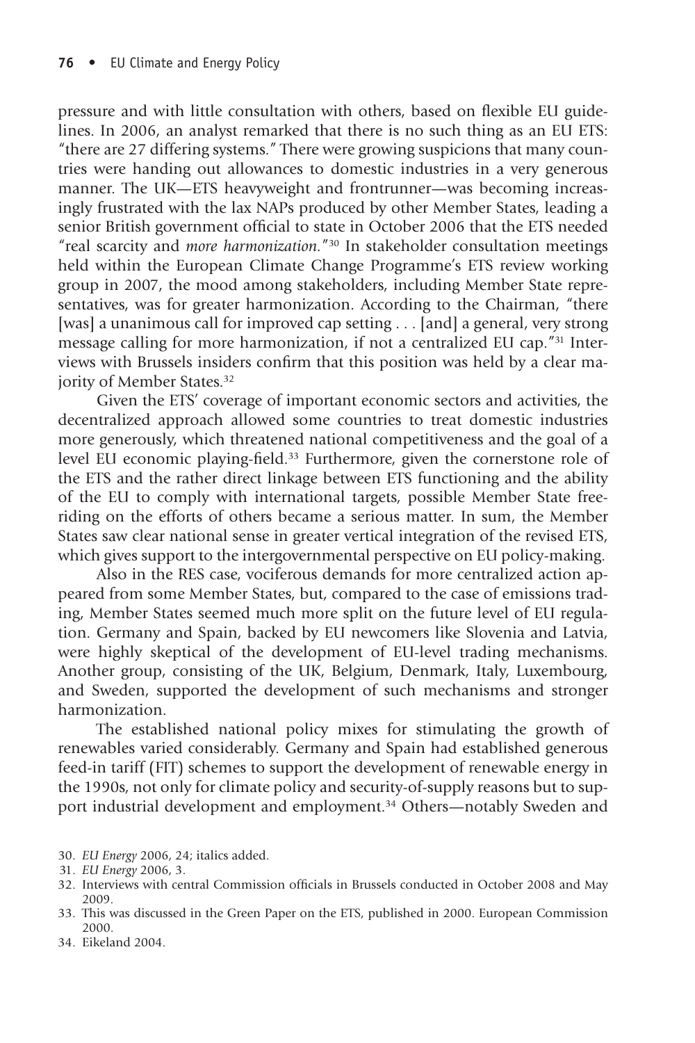pressure and with little consultation with others, based on flexible EU guidelines. In 2006, an analyst remarked that there is no such thing as an EU ETS: "there are 27 differing systems." There were growing suspicions that many countries were handing out allowances to domestic industries in a very generous manner. The UK—ETS heavyweight and frontrunner—was becoming increasingly frustrated with the lax NAPs produced by other Member States, leading a senior British government official to state in October 2006 that the ETS needed "real scarcity and *more harmonization*."[30] In stakeholder consultation meetings held within the European Climate Change Programme's ETS review working group in 2007, the mood among stakeholders, including Member State representatives, was for greater harmonization. According to the Chairman, "there [was] a unanimous call for improved cap setting . . . [and] a general, very strong message calling for more harmonization, if not a centralized EU cap."[31] Interviews with Brussels insiders confirm that this position was held by a clear majority of Member States.[32]

Given the ETS' coverage of important economic sectors and activities, the decentralized approach allowed some countries to treat domestic industries more generously, which threatened national competitiveness and the goal of a level EU economic playing-field.[33] Furthermore, given the cornerstone role of the ETS and the rather direct linkage between ETS functioning and the ability of the EU to comply with international targets, possible Member State free-riding on the efforts of others became a serious matter. In sum, the Member States saw clear national sense in greater vertical integration of the revised ETS, which gives support to the intergovernmental perspective on EU policy-making.

Also in the RES case, vociferous demands for more centralized action appeared from some Member States, but, compared to the case of emissions trading, Member States seemed much more split on the future level of EU regulation. Germany and Spain, backed by EU newcomers like Slovenia and Latvia, were highly skeptical of the development of EU-level trading mechanisms. Another group, consisting of the UK, Belgium, Denmark, Italy, Luxembourg, and Sweden, supported the development of such mechanisms and stronger harmonization.

The established national policy mixes for stimulating the growth of renewables varied considerably. Germany and Spain had established generous feed-in tariff (FIT) schemes to support the development of renewable energy in the 1990s, not only for climate policy and security-of-supply reasons but to support industrial development and employment.[34] Others—notably Sweden and

30. *EU Energy* 2006, 24; italics added.
31. *EU Energy* 2006, 3.
32. Interviews with central Commission officials in Brussels conducted in October 2008 and May 2009.
33. This was discussed in the Green Paper on the ETS, published in 2000. European Commission 2000.
34. Eikeland 2004.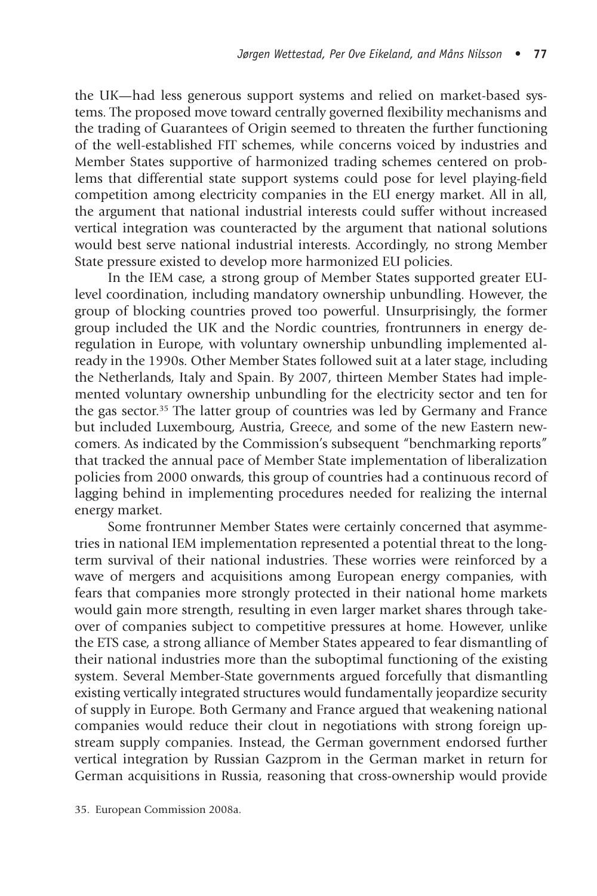the UK—had less generous support systems and relied on market-based systems. The proposed move toward centrally governed flexibility mechanisms and the trading of Guarantees of Origin seemed to threaten the further functioning of the well-established FIT schemes, while concerns voiced by industries and Member States supportive of harmonized trading schemes centered on problems that differential state support systems could pose for level playing-field competition among electricity companies in the EU energy market. All in all, the argument that national industrial interests could suffer without increased vertical integration was counteracted by the argument that national solutions would best serve national industrial interests. Accordingly, no strong Member State pressure existed to develop more harmonized EU policies.

In the IEM case, a strong group of Member States supported greater EU-level coordination, including mandatory ownership unbundling. However, the group of blocking countries proved too powerful. Unsurprisingly, the former group included the UK and the Nordic countries, frontrunners in energy deregulation in Europe, with voluntary ownership unbundling implemented already in the 1990s. Other Member States followed suit at a later stage, including the Netherlands, Italy and Spain. By 2007, thirteen Member States had implemented voluntary ownership unbundling for the electricity sector and ten for the gas sector.[35] The latter group of countries was led by Germany and France but included Luxembourg, Austria, Greece, and some of the new Eastern newcomers. As indicated by the Commission's subsequent "benchmarking reports" that tracked the annual pace of Member State implementation of liberalization policies from 2000 onwards, this group of countries had a continuous record of lagging behind in implementing procedures needed for realizing the internal energy market.

Some frontrunner Member States were certainly concerned that asymmetries in national IEM implementation represented a potential threat to the long-term survival of their national industries. These worries were reinforced by a wave of mergers and acquisitions among European energy companies, with fears that companies more strongly protected in their national home markets would gain more strength, resulting in even larger market shares through takeover of companies subject to competitive pressures at home. However, unlike the ETS case, a strong alliance of Member States appeared to fear dismantling of their national industries more than the suboptimal functioning of the existing system. Several Member-State governments argued forcefully that dismantling existing vertically integrated structures would fundamentally jeopardize security of supply in Europe. Both Germany and France argued that weakening national companies would reduce their clout in negotiations with strong foreign upstream supply companies. Instead, the German government endorsed further vertical integration by Russian Gazprom in the German market in return for German acquisitions in Russia, reasoning that cross-ownership would provide

35. European Commission 2008a.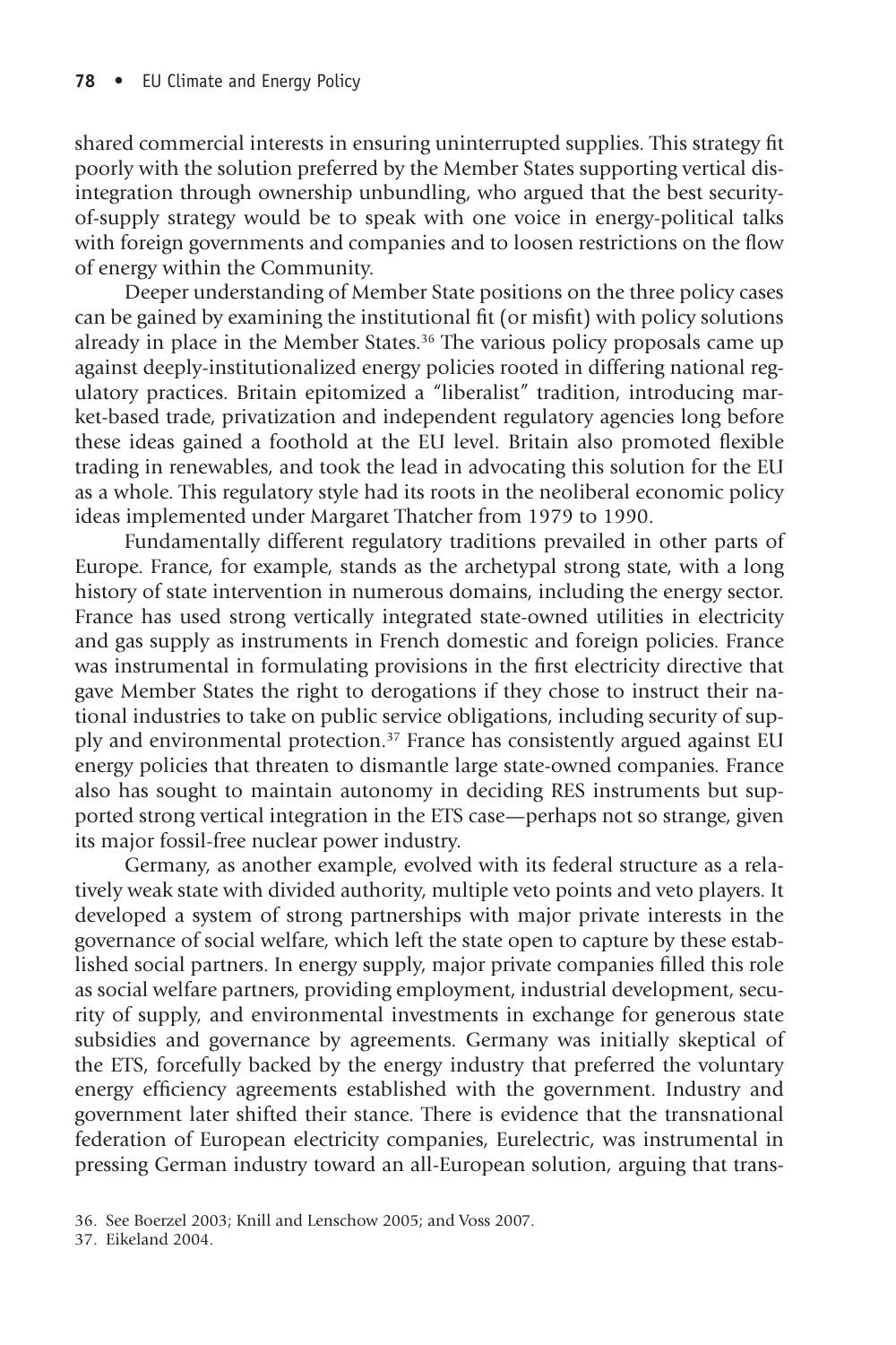shared commercial interests in ensuring uninterrupted supplies. This strategy fit poorly with the solution preferred by the Member States supporting vertical disintegration through ownership unbundling, who argued that the best security-of-supply strategy would be to speak with one voice in energy-political talks with foreign governments and companies and to loosen restrictions on the flow of energy within the Community.

Deeper understanding of Member State positions on the three policy cases can be gained by examining the institutional fit (or misfit) with policy solutions already in place in the Member States.[36] The various policy proposals came up against deeply-institutionalized energy policies rooted in differing national regulatory practices. Britain epitomized a "liberalist" tradition, introducing market-based trade, privatization and independent regulatory agencies long before these ideas gained a foothold at the EU level. Britain also promoted flexible trading in renewables, and took the lead in advocating this solution for the EU as a whole. This regulatory style had its roots in the neoliberal economic policy ideas implemented under Margaret Thatcher from 1979 to 1990.

Fundamentally different regulatory traditions prevailed in other parts of Europe. France, for example, stands as the archetypal strong state, with a long history of state intervention in numerous domains, including the energy sector. France has used strong vertically integrated state-owned utilities in electricity and gas supply as instruments in French domestic and foreign policies. France was instrumental in formulating provisions in the first electricity directive that gave Member States the right to derogations if they chose to instruct their national industries to take on public service obligations, including security of supply and environmental protection.[37] France has consistently argued against EU energy policies that threaten to dismantle large state-owned companies. France also has sought to maintain autonomy in deciding RES instruments but supported strong vertical integration in the ETS case—perhaps not so strange, given its major fossil-free nuclear power industry.

Germany, as another example, evolved with its federal structure as a relatively weak state with divided authority, multiple veto points and veto players. It developed a system of strong partnerships with major private interests in the governance of social welfare, which left the state open to capture by these established social partners. In energy supply, major private companies filled this role as social welfare partners, providing employment, industrial development, security of supply, and environmental investments in exchange for generous state subsidies and governance by agreements. Germany was initially skeptical of the ETS, forcefully backed by the energy industry that preferred the voluntary energy efficiency agreements established with the government. Industry and government later shifted their stance. There is evidence that the transnational federation of European electricity companies, Eurelectric, was instrumental in pressing German industry toward an all-European solution, arguing that trans-

36. See Boerzel 2003; Knill and Lenschow 2005; and Voss 2007.

37. Eikeland 2004.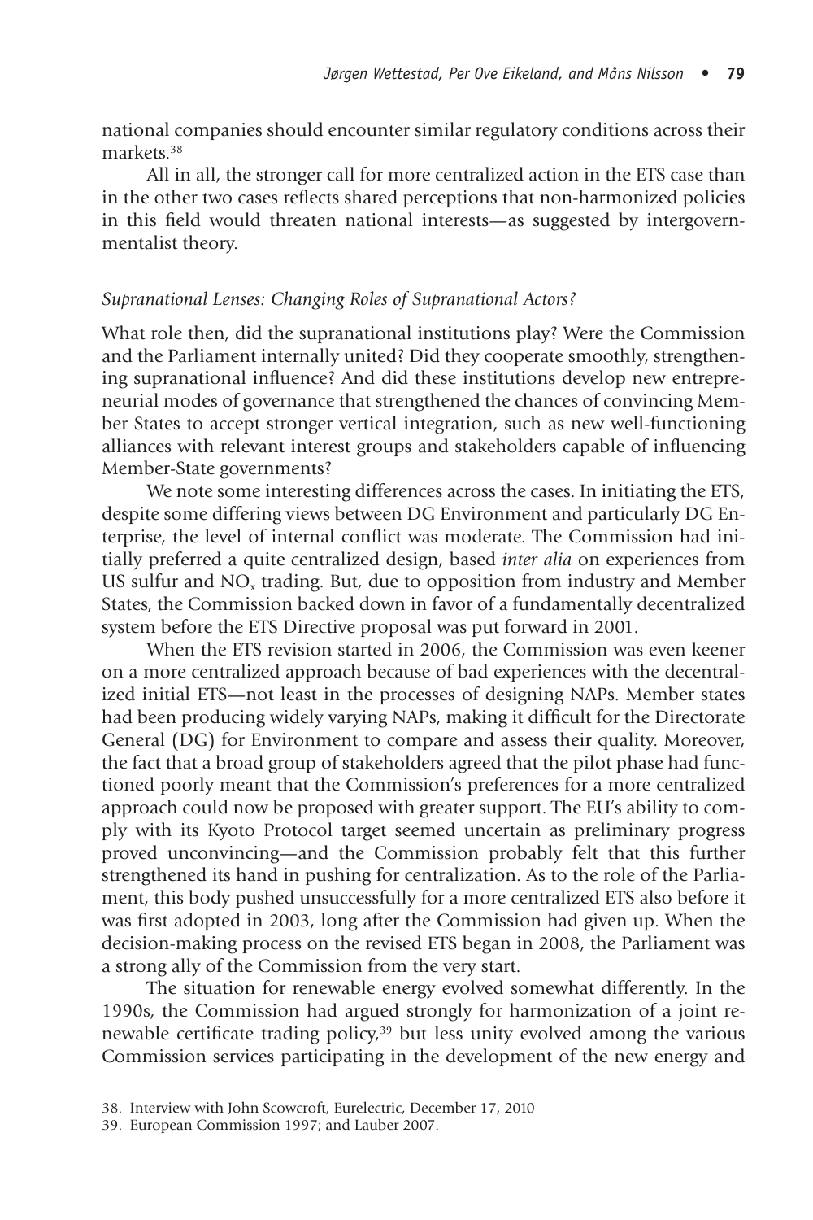national companies should encounter similar regulatory conditions across their markets.[38]

All in all, the stronger call for more centralized action in the ETS case than in the other two cases reflects shared perceptions that non-harmonized policies in this field would threaten national interests—as suggested by intergovernmentalist theory.

*Supranational Lenses: Changing Roles of Supranational Actors?*

What role then, did the supranational institutions play? Were the Commission and the Parliament internally united? Did they cooperate smoothly, strengthening supranational influence? And did these institutions develop new entrepreneurial modes of governance that strengthened the chances of convincing Member States to accept stronger vertical integration, such as new well-functioning alliances with relevant interest groups and stakeholders capable of influencing Member-State governments?

We note some interesting differences across the cases. In initiating the ETS, despite some differing views between DG Environment and particularly DG Enterprise, the level of internal conflict was moderate. The Commission had initially preferred a quite centralized design, based *inter alia* on experiences from US sulfur and $NO_x$ trading. But, due to opposition from industry and Member States, the Commission backed down in favor of a fundamentally decentralized system before the ETS Directive proposal was put forward in 2001.

When the ETS revision started in 2006, the Commission was even keener on a more centralized approach because of bad experiences with the decentralized initial ETS—not least in the processes of designing NAPs. Member states had been producing widely varying NAPs, making it difficult for the Directorate General (DG) for Environment to compare and assess their quality. Moreover, the fact that a broad group of stakeholders agreed that the pilot phase had functioned poorly meant that the Commission's preferences for a more centralized approach could now be proposed with greater support. The EU's ability to comply with its Kyoto Protocol target seemed uncertain as preliminary progress proved unconvincing—and the Commission probably felt that this further strengthened its hand in pushing for centralization. As to the role of the Parliament, this body pushed unsuccessfully for a more centralized ETS also before it was first adopted in 2003, long after the Commission had given up. When the decision-making process on the revised ETS began in 2008, the Parliament was a strong ally of the Commission from the very start.

The situation for renewable energy evolved somewhat differently. In the 1990s, the Commission had argued strongly for harmonization of a joint renewable certificate trading policy,[39] but less unity evolved among the various Commission services participating in the development of the new energy and

38. Interview with John Scowcroft, Eurelectric, December 17, 2010

39. European Commission 1997; and Lauber 2007.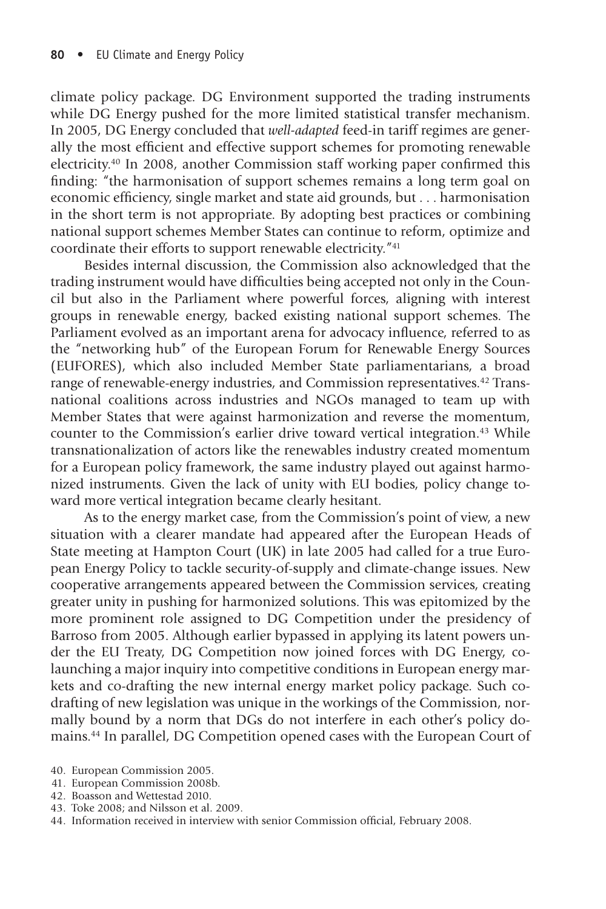climate policy package. DG Environment supported the trading instruments while DG Energy pushed for the more limited statistical transfer mechanism. In 2005, DG Energy concluded that *well-adapted* feed-in tariff regimes are generally the most efficient and effective support schemes for promoting renewable electricity.[40] In 2008, another Commission staff working paper confirmed this finding: "the harmonisation of support schemes remains a long term goal on economic efficiency, single market and state aid grounds, but . . . harmonisation in the short term is not appropriate. By adopting best practices or combining national support schemes Member States can continue to reform, optimize and coordinate their efforts to support renewable electricity."[41]

Besides internal discussion, the Commission also acknowledged that the trading instrument would have difficulties being accepted not only in the Council but also in the Parliament where powerful forces, aligning with interest groups in renewable energy, backed existing national support schemes. The Parliament evolved as an important arena for advocacy influence, referred to as the "networking hub" of the European Forum for Renewable Energy Sources (EUFORES), which also included Member State parliamentarians, a broad range of renewable-energy industries, and Commission representatives.[42] Transnational coalitions across industries and NGOs managed to team up with Member States that were against harmonization and reverse the momentum, counter to the Commission's earlier drive toward vertical integration.[43] While transnationalization of actors like the renewables industry created momentum for a European policy framework, the same industry played out against harmonized instruments. Given the lack of unity with EU bodies, policy change toward more vertical integration became clearly hesitant.

As to the energy market case, from the Commission's point of view, a new situation with a clearer mandate had appeared after the European Heads of State meeting at Hampton Court (UK) in late 2005 had called for a true European Energy Policy to tackle security-of-supply and climate-change issues. New cooperative arrangements appeared between the Commission services, creating greater unity in pushing for harmonized solutions. This was epitomized by the more prominent role assigned to DG Competition under the presidency of Barroso from 2005. Although earlier bypassed in applying its latent powers under the EU Treaty, DG Competition now joined forces with DG Energy, co-launching a major inquiry into competitive conditions in European energy markets and co-drafting the new internal energy market policy package. Such co-drafting of new legislation was unique in the workings of the Commission, normally bound by a norm that DGs do not interfere in each other's policy domains.[44] In parallel, DG Competition opened cases with the European Court of

40. European Commission 2005.
41. European Commission 2008b.
42. Boasson and Wettestad 2010.
43. Toke 2008; and Nilsson et al. 2009.
44. Information received in interview with senior Commission official, February 2008.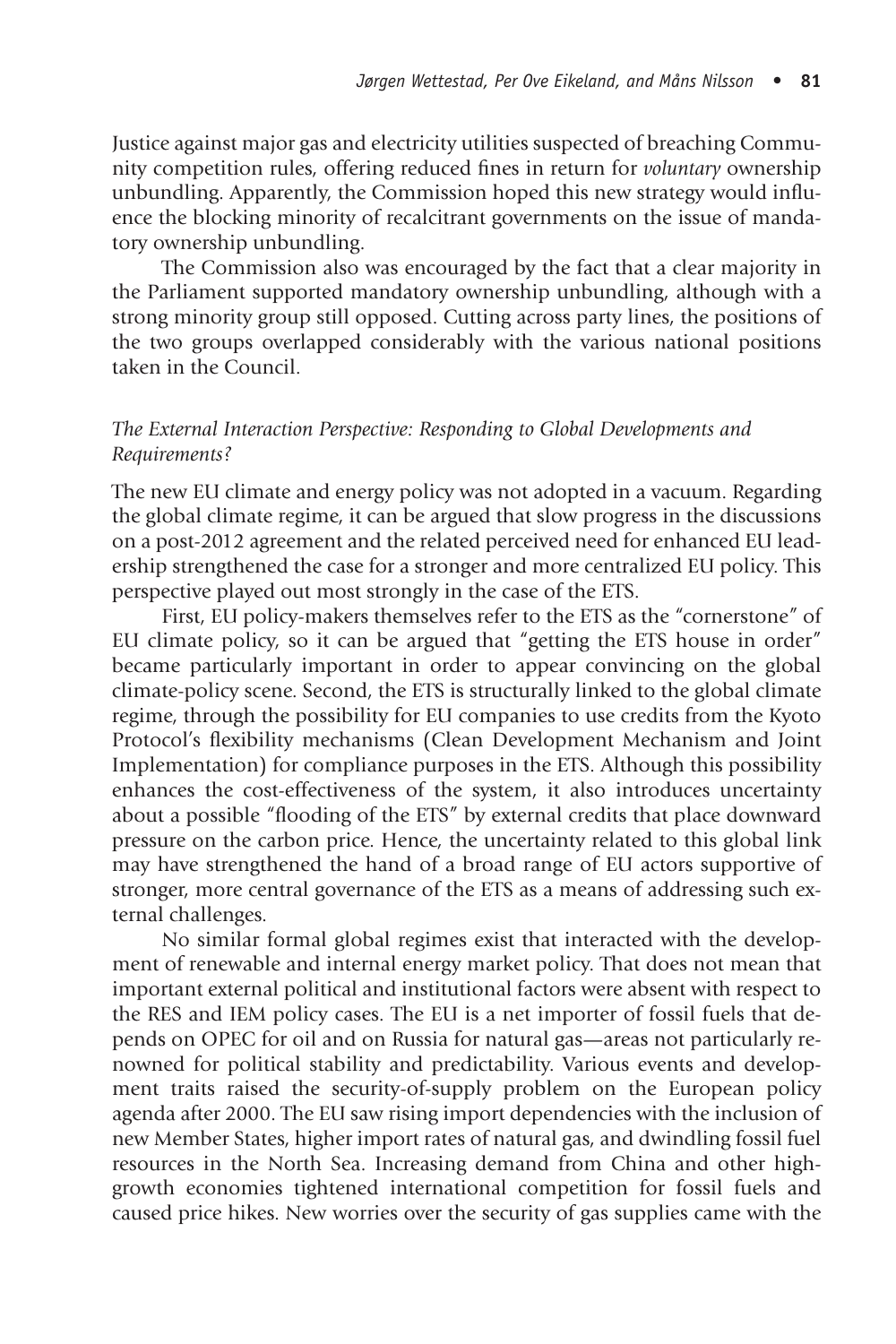Justice against major gas and electricity utilities suspected of breaching Community competition rules, offering reduced fines in return for *voluntary* ownership unbundling. Apparently, the Commission hoped this new strategy would influence the blocking minority of recalcitrant governments on the issue of mandatory ownership unbundling.

The Commission also was encouraged by the fact that a clear majority in the Parliament supported mandatory ownership unbundling, although with a strong minority group still opposed. Cutting across party lines, the positions of the two groups overlapped considerably with the various national positions taken in the Council.

### *The External Interaction Perspective: Responding to Global Developments and Requirements?*

The new EU climate and energy policy was not adopted in a vacuum. Regarding the global climate regime, it can be argued that slow progress in the discussions on a post-2012 agreement and the related perceived need for enhanced EU leadership strengthened the case for a stronger and more centralized EU policy. This perspective played out most strongly in the case of the ETS.

First, EU policy-makers themselves refer to the ETS as the "cornerstone" of EU climate policy, so it can be argued that "getting the ETS house in order" became particularly important in order to appear convincing on the global climate-policy scene. Second, the ETS is structurally linked to the global climate regime, through the possibility for EU companies to use credits from the Kyoto Protocol's flexibility mechanisms (Clean Development Mechanism and Joint Implementation) for compliance purposes in the ETS. Although this possibility enhances the cost-effectiveness of the system, it also introduces uncertainty about a possible "flooding of the ETS" by external credits that place downward pressure on the carbon price. Hence, the uncertainty related to this global link may have strengthened the hand of a broad range of EU actors supportive of stronger, more central governance of the ETS as a means of addressing such external challenges.

No similar formal global regimes exist that interacted with the development of renewable and internal energy market policy. That does not mean that important external political and institutional factors were absent with respect to the RES and IEM policy cases. The EU is a net importer of fossil fuels that depends on OPEC for oil and on Russia for natural gas—areas not particularly renowned for political stability and predictability. Various events and development traits raised the security-of-supply problem on the European policy agenda after 2000. The EU saw rising import dependencies with the inclusion of new Member States, higher import rates of natural gas, and dwindling fossil fuel resources in the North Sea. Increasing demand from China and other high-growth economies tightened international competition for fossil fuels and caused price hikes. New worries over the security of gas supplies came with the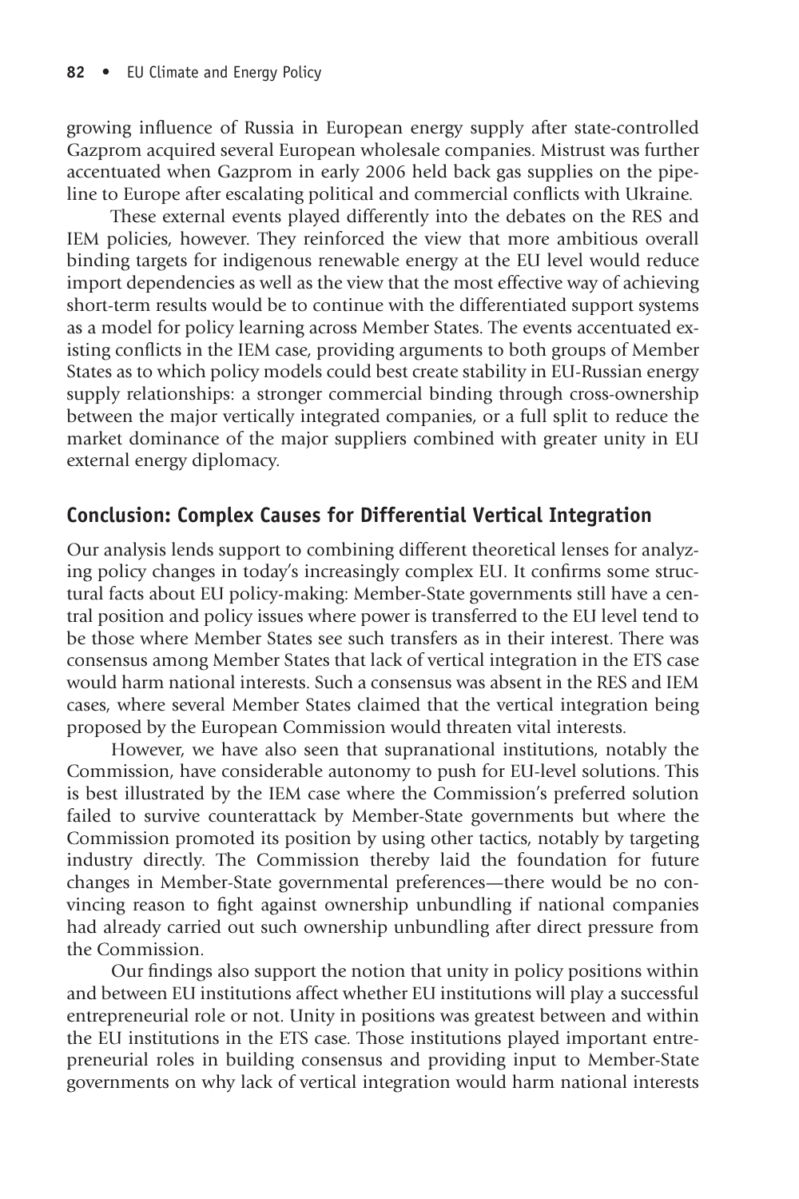growing influence of Russia in European energy supply after state-controlled Gazprom acquired several European wholesale companies. Mistrust was further accentuated when Gazprom in early 2006 held back gas supplies on the pipeline to Europe after escalating political and commercial conflicts with Ukraine.

These external events played differently into the debates on the RES and IEM policies, however. They reinforced the view that more ambitious overall binding targets for indigenous renewable energy at the EU level would reduce import dependencies as well as the view that the most effective way of achieving short-term results would be to continue with the differentiated support systems as a model for policy learning across Member States. The events accentuated existing conflicts in the IEM case, providing arguments to both groups of Member States as to which policy models could best create stability in EU-Russian energy supply relationships: a stronger commercial binding through cross-ownership between the major vertically integrated companies, or a full split to reduce the market dominance of the major suppliers combined with greater unity in EU external energy diplomacy.

## Conclusion: Complex Causes for Differential Vertical Integration

Our analysis lends support to combining different theoretical lenses for analyzing policy changes in today's increasingly complex EU. It confirms some structural facts about EU policy-making: Member-State governments still have a central position and policy issues where power is transferred to the EU level tend to be those where Member States see such transfers as in their interest. There was consensus among Member States that lack of vertical integration in the ETS case would harm national interests. Such a consensus was absent in the RES and IEM cases, where several Member States claimed that the vertical integration being proposed by the European Commission would threaten vital interests.

However, we have also seen that supranational institutions, notably the Commission, have considerable autonomy to push for EU-level solutions. This is best illustrated by the IEM case where the Commission's preferred solution failed to survive counterattack by Member-State governments but where the Commission promoted its position by using other tactics, notably by targeting industry directly. The Commission thereby laid the foundation for future changes in Member-State governmental preferences—there would be no convincing reason to fight against ownership unbundling if national companies had already carried out such ownership unbundling after direct pressure from the Commission.

Our findings also support the notion that unity in policy positions within and between EU institutions affect whether EU institutions will play a successful entrepreneurial role or not. Unity in positions was greatest between and within the EU institutions in the ETS case. Those institutions played important entrepreneurial roles in building consensus and providing input to Member-State governments on why lack of vertical integration would harm national interests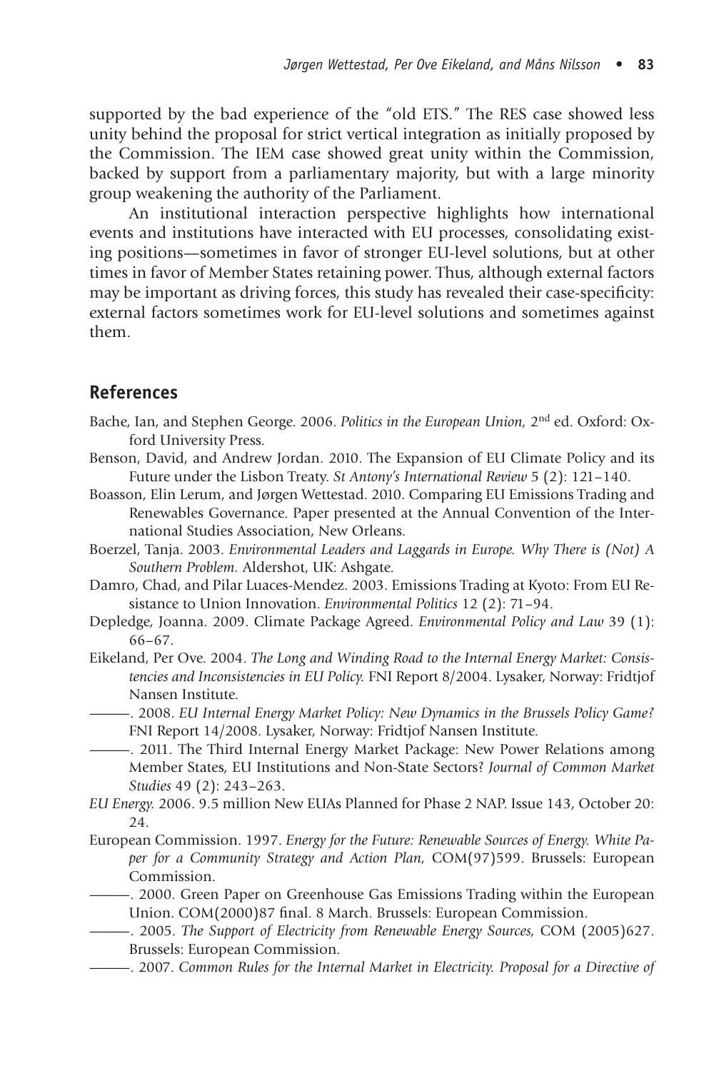supported by the bad experience of the "old ETS." The RES case showed less unity behind the proposal for strict vertical integration as initially proposed by the Commission. The IEM case showed great unity within the Commission, backed by support from a parliamentary majority, but with a large minority group weakening the authority of the Parliament.

An institutional interaction perspective highlights how international events and institutions have interacted with EU processes, consolidating existing positions—sometimes in favor of stronger EU-level solutions, but at other times in favor of Member States retaining power. Thus, although external factors may be important as driving forces, this study has revealed their case-specificity: external factors sometimes work for EU-level solutions and sometimes against them.

## References

Bache, Ian, and Stephen George. 2006. *Politics in the European Union,* 2nd ed. Oxford: Oxford University Press.

Benson, David, and Andrew Jordan. 2010. The Expansion of EU Climate Policy and its Future under the Lisbon Treaty. *St Antony's International Review* 5 (2): 121–140.

Boasson, Elin Lerum, and Jørgen Wettestad. 2010. Comparing EU Emissions Trading and Renewables Governance. Paper presented at the Annual Convention of the International Studies Association, New Orleans.

Boerzel, Tanja. 2003. *Environmental Leaders and Laggards in Europe. Why There is (Not) A Southern Problem.* Aldershot, UK: Ashgate.

Damro, Chad, and Pilar Luaces-Mendez. 2003. Emissions Trading at Kyoto: From EU Resistance to Union Innovation. *Environmental Politics* 12 (2): 71–94.

Depledge, Joanna. 2009. Climate Package Agreed. *Environmental Policy and Law* 39 (1): 66–67.

Eikeland, Per Ove. 2004. *The Long and Winding Road to the Internal Energy Market: Consistencies and Inconsistencies in EU Policy.* FNI Report 8/2004. Lysaker, Norway: Fridtjof Nansen Institute.

———. 2008. *EU Internal Energy Market Policy: New Dynamics in the Brussels Policy Game?* FNI Report 14/2008. Lysaker, Norway: Fridtjof Nansen Institute.

———. 2011. The Third Internal Energy Market Package: New Power Relations among Member States, EU Institutions and Non-State Sectors? *Journal of Common Market Studies* 49 (2): 243–263.

*EU Energy.* 2006. 9.5 million New EUAs Planned for Phase 2 NAP. Issue 143, October 20: 24.

European Commission. 1997. *Energy for the Future: Renewable Sources of Energy. White Paper for a Community Strategy and Action Plan,* COM(97)599. Brussels: European Commission.

———. 2000. Green Paper on Greenhouse Gas Emissions Trading within the European Union. COM(2000)87 final. 8 March. Brussels: European Commission.

———. 2005. *The Support of Electricity from Renewable Energy Sources,* COM (2005)627. Brussels: European Commission.

———. 2007. *Common Rules for the Internal Market in Electricity. Proposal for a Directive of*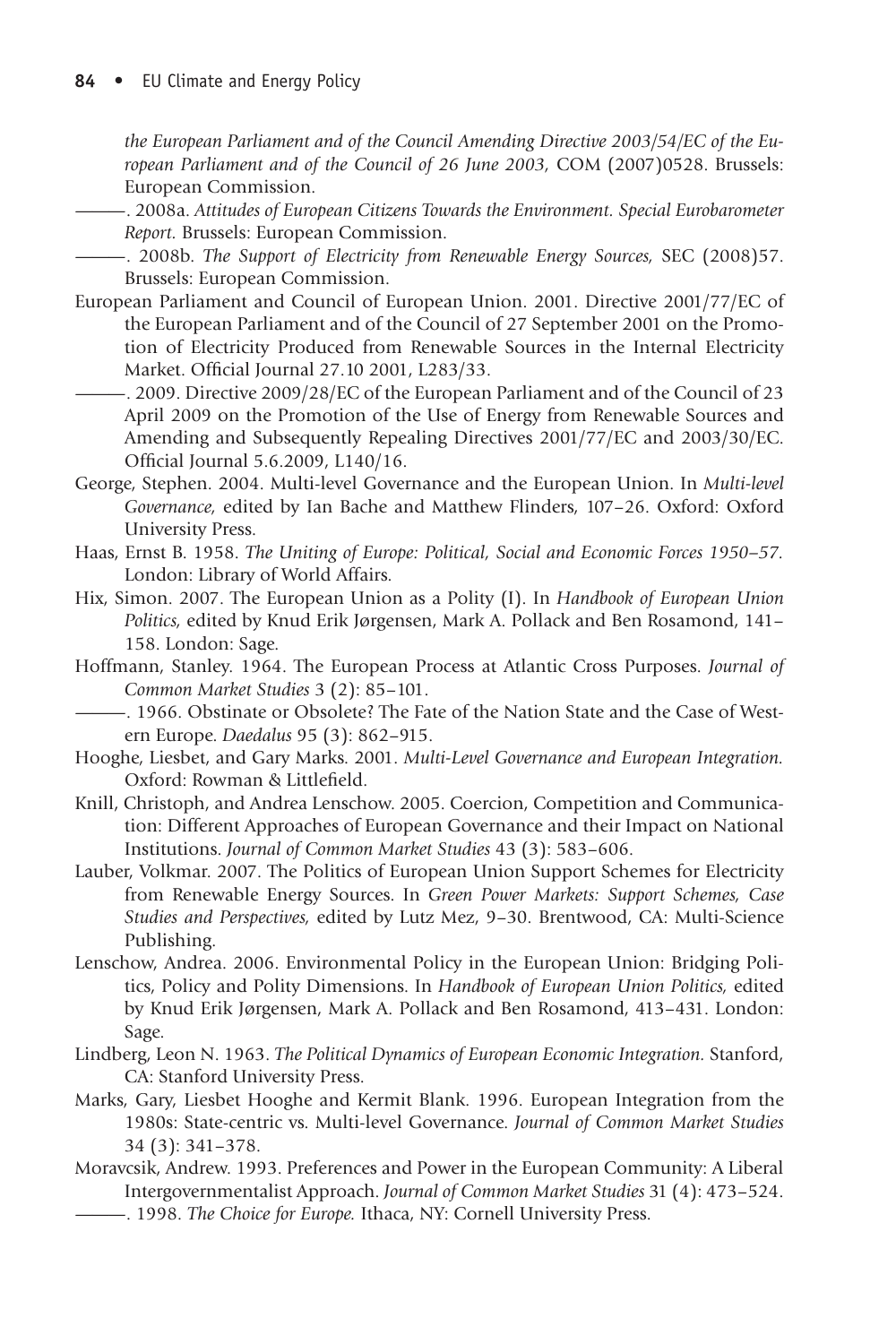*the European Parliament and of the Council Amending Directive 2003/54/EC of the European Parliament and of the Council of 26 June 2003,* COM (2007)0528. Brussels: European Commission.

———. 2008a. *Attitudes of European Citizens Towards the Environment. Special Eurobarometer Report.* Brussels: European Commission.

———. 2008b. *The Support of Electricity from Renewable Energy Sources,* SEC (2008)57. Brussels: European Commission.

European Parliament and Council of European Union. 2001. Directive 2001/77/EC of the European Parliament and of the Council of 27 September 2001 on the Promotion of Electricity Produced from Renewable Sources in the Internal Electricity Market. Official Journal 27.10 2001, L283/33.

———. 2009. Directive 2009/28/EC of the European Parliament and of the Council of 23 April 2009 on the Promotion of the Use of Energy from Renewable Sources and Amending and Subsequently Repealing Directives 2001/77/EC and 2003/30/EC. Official Journal 5.6.2009, L140/16.

George, Stephen. 2004. Multi-level Governance and the European Union. In *Multi-level Governance,* edited by Ian Bache and Matthew Flinders, 107–26. Oxford: Oxford University Press.

Haas, Ernst B. 1958. *The Uniting of Europe: Political, Social and Economic Forces 1950–57.* London: Library of World Affairs.

Hix, Simon. 2007. The European Union as a Polity (I). In *Handbook of European Union Politics,* edited by Knud Erik Jørgensen, Mark A. Pollack and Ben Rosamond, 141–158. London: Sage.

Hoffmann, Stanley. 1964. The European Process at Atlantic Cross Purposes. *Journal of Common Market Studies* 3 (2): 85–101.

———. 1966. Obstinate or Obsolete? The Fate of the Nation State and the Case of Western Europe. *Daedalus* 95 (3): 862–915.

Hooghe, Liesbet, and Gary Marks. 2001. *Multi-Level Governance and European Integration.* Oxford: Rowman & Littlefield.

Knill, Christoph, and Andrea Lenschow. 2005. Coercion, Competition and Communication: Different Approaches of European Governance and their Impact on National Institutions. *Journal of Common Market Studies* 43 (3): 583–606.

Lauber, Volkmar. 2007. The Politics of European Union Support Schemes for Electricity from Renewable Energy Sources. In *Green Power Markets: Support Schemes, Case Studies and Perspectives,* edited by Lutz Mez, 9–30. Brentwood, CA: Multi-Science Publishing.

Lenschow, Andrea. 2006. Environmental Policy in the European Union: Bridging Politics, Policy and Polity Dimensions. In *Handbook of European Union Politics,* edited by Knud Erik Jørgensen, Mark A. Pollack and Ben Rosamond, 413–431. London: Sage.

Lindberg, Leon N. 1963. *The Political Dynamics of European Economic Integration.* Stanford, CA: Stanford University Press.

Marks, Gary, Liesbet Hooghe and Kermit Blank. 1996. European Integration from the 1980s: State-centric vs. Multi-level Governance. *Journal of Common Market Studies* 34 (3): 341–378.

Moravcsik, Andrew. 1993. Preferences and Power in the European Community: A Liberal Intergovernmentalist Approach. *Journal of Common Market Studies* 31 (4): 473–524.

———. 1998. *The Choice for Europe.* Ithaca, NY: Cornell University Press.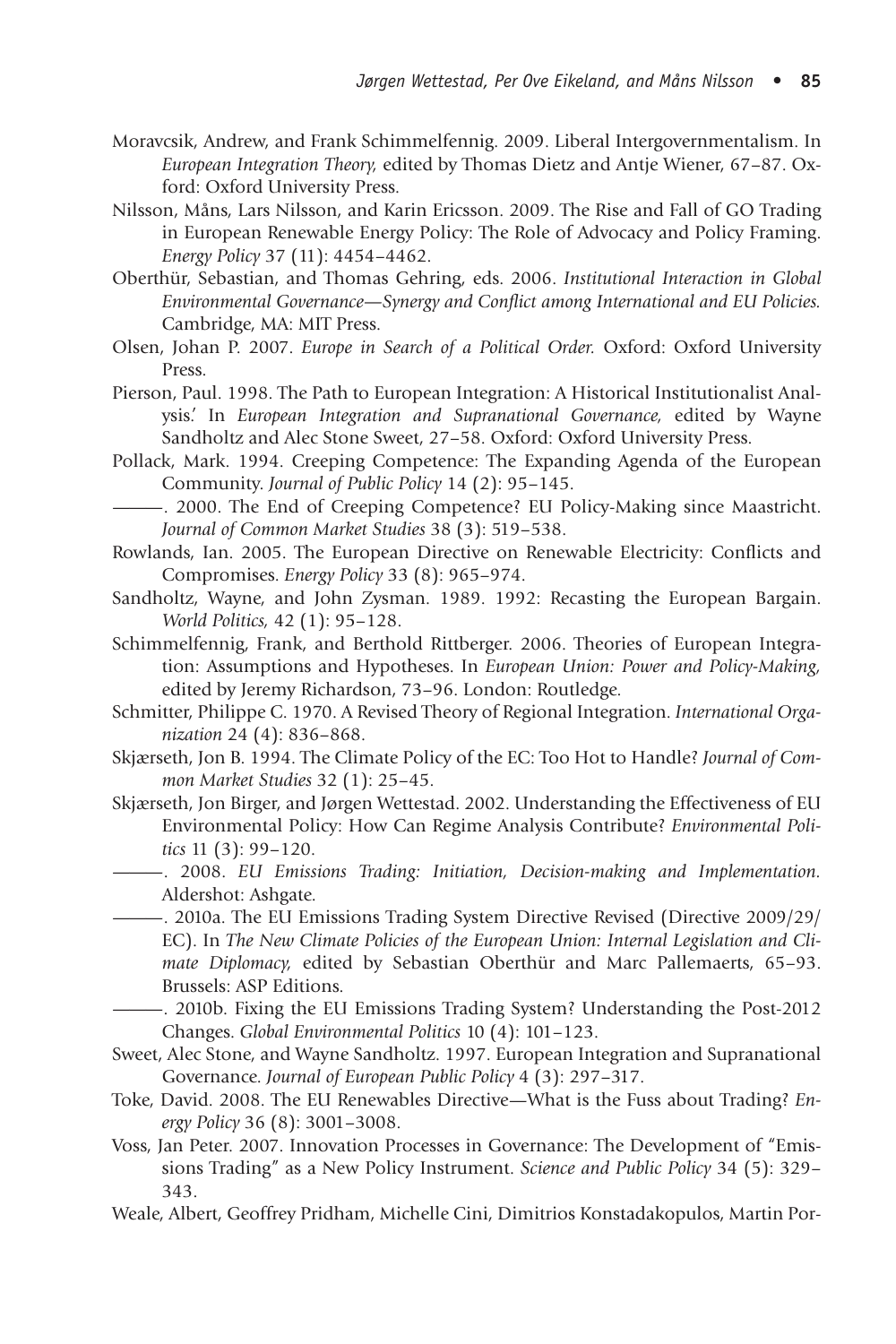Moravcsik, Andrew, and Frank Schimmelfennig. 2009. Liberal Intergovernmentalism. In *European Integration Theory,* edited by Thomas Dietz and Antje Wiener, 67–87. Oxford: Oxford University Press.

Nilsson, Måns, Lars Nilsson, and Karin Ericsson. 2009. The Rise and Fall of GO Trading in European Renewable Energy Policy: The Role of Advocacy and Policy Framing. *Energy Policy* 37 (11): 4454–4462.

Oberthür, Sebastian, and Thomas Gehring, eds. 2006. *Institutional Interaction in Global Environmental Governance—Synergy and Conflict among International and EU Policies.* Cambridge, MA: MIT Press.

Olsen, Johan P. 2007. *Europe in Search of a Political Order.* Oxford: Oxford University Press.

Pierson, Paul. 1998. The Path to European Integration: A Historical Institutionalist Analysis.' In *European Integration and Supranational Governance,* edited by Wayne Sandholtz and Alec Stone Sweet, 27–58. Oxford: Oxford University Press.

Pollack, Mark. 1994. Creeping Competence: The Expanding Agenda of the European Community. *Journal of Public Policy* 14 (2): 95–145.

———. 2000. The End of Creeping Competence? EU Policy-Making since Maastricht. *Journal of Common Market Studies* 38 (3): 519–538.

Rowlands, Ian. 2005. The European Directive on Renewable Electricity: Conflicts and Compromises. *Energy Policy* 33 (8): 965–974.

Sandholtz, Wayne, and John Zysman. 1989. 1992: Recasting the European Bargain. *World Politics,* 42 (1): 95–128.

Schimmelfennig, Frank, and Berthold Rittberger. 2006. Theories of European Integration: Assumptions and Hypotheses. In *European Union: Power and Policy-Making,* edited by Jeremy Richardson, 73–96. London: Routledge.

Schmitter, Philippe C. 1970. A Revised Theory of Regional Integration. *International Organization* 24 (4): 836–868.

Skjærseth, Jon B. 1994. The Climate Policy of the EC: Too Hot to Handle? *Journal of Common Market Studies* 32 (1): 25–45.

Skjærseth, Jon Birger, and Jørgen Wettestad. 2002. Understanding the Effectiveness of EU Environmental Policy: How Can Regime Analysis Contribute? *Environmental Politics* 11 (3): 99–120.

———. 2008. *EU Emissions Trading: Initiation, Decision-making and Implementation.* Aldershot: Ashgate.

———. 2010a. The EU Emissions Trading System Directive Revised (Directive 2009/29/EC). In *The New Climate Policies of the European Union: Internal Legislation and Climate Diplomacy,* edited by Sebastian Oberthür and Marc Pallemaerts, 65–93. Brussels: ASP Editions.

———. 2010b. Fixing the EU Emissions Trading System? Understanding the Post-2012 Changes. *Global Environmental Politics* 10 (4): 101–123.

Sweet, Alec Stone, and Wayne Sandholtz. 1997. European Integration and Supranational Governance. *Journal of European Public Policy* 4 (3): 297–317.

Toke, David. 2008. The EU Renewables Directive—What is the Fuss about Trading? *Energy Policy* 36 (8): 3001–3008.

Voss, Jan Peter. 2007. Innovation Processes in Governance: The Development of "Emissions Trading" as a New Policy Instrument. *Science and Public Policy* 34 (5): 329–343.

Weale, Albert, Geoffrey Pridham, Michelle Cini, Dimitrios Konstadakopulos, Martin Por-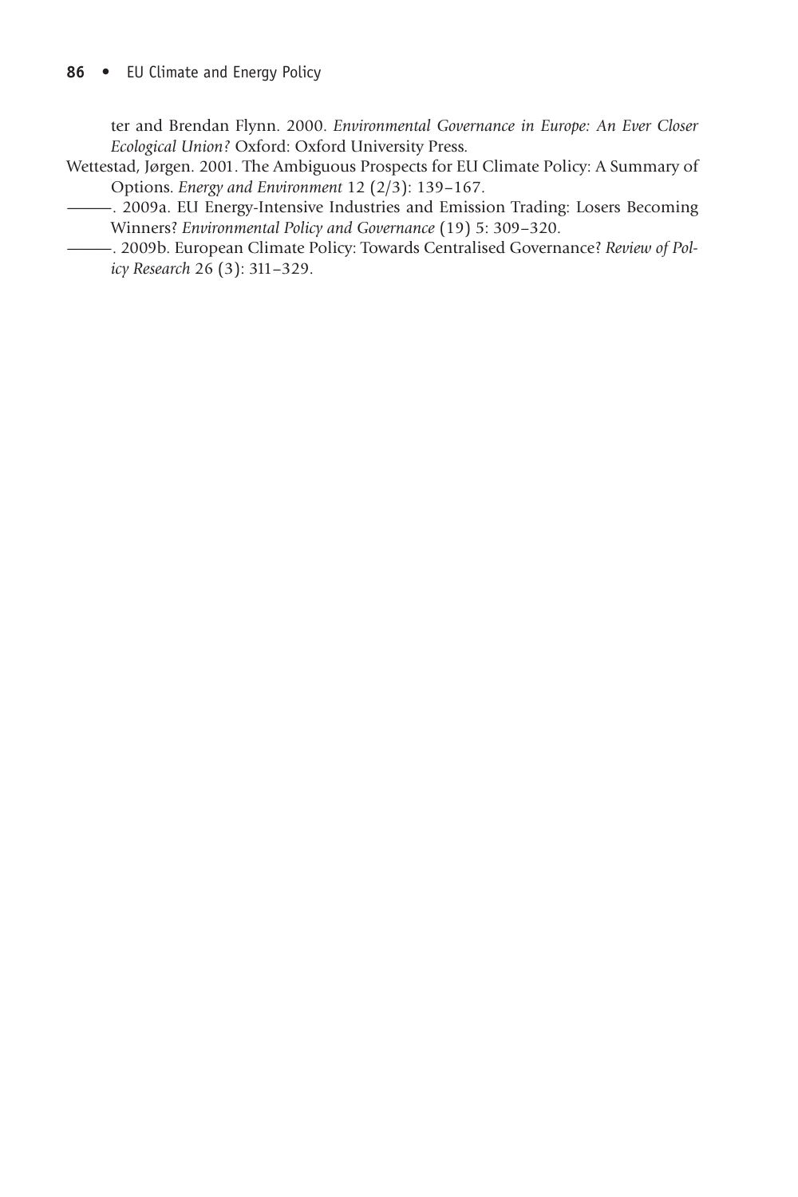ter and Brendan Flynn. 2000. *Environmental Governance in Europe: An Ever Closer Ecological Union?* Oxford: Oxford University Press.

Wettestad, Jørgen. 2001. The Ambiguous Prospects for EU Climate Policy: A Summary of Options. *Energy and Environment* 12 (2/3): 139–167.

———. 2009a. EU Energy-Intensive Industries and Emission Trading: Losers Becoming Winners? *Environmental Policy and Governance* (19) 5: 309–320.

———. 2009b. European Climate Policy: Towards Centralised Governance? *Review of Policy Research* 26 (3): 311–329.